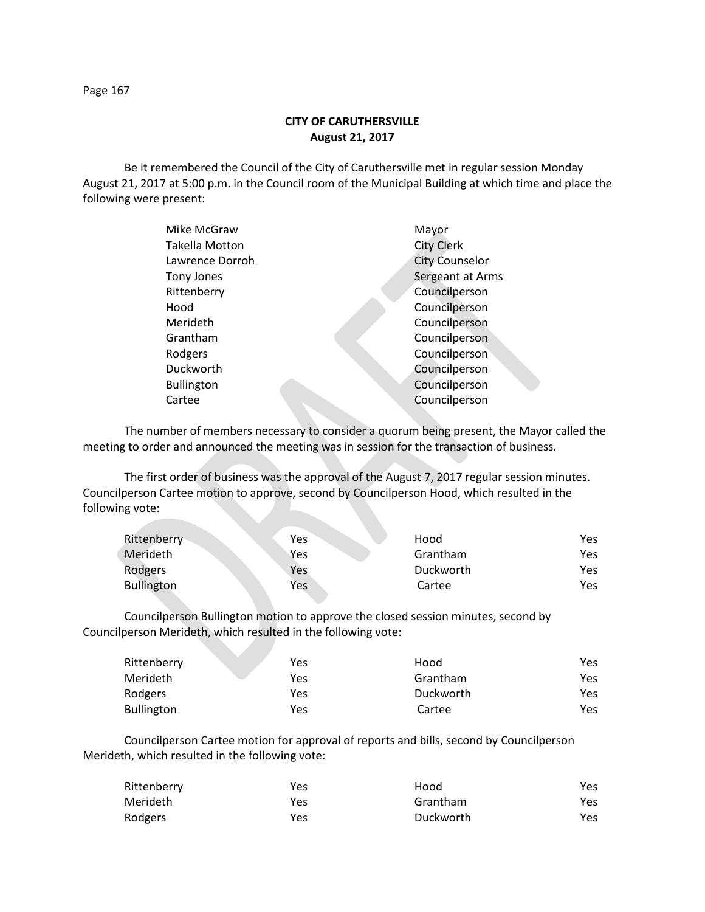**CITY OF CARUTHERSVILLE**
**August 21, 2017**

Be it remembered the Council of the City of Caruthersville met in regular session Monday August 21, 2017 at 5:00 p.m. in the Council room of the Municipal Building at which time and place the following were present:

| | |
|---|---|
| Mike McGraw | Mayor |
| Takella Motton | City Clerk |
| Lawrence Dorroh | City Counselor |
| Tony Jones | Sergeant at Arms |
| Rittenberry | Councilperson |
| Hood | Councilperson |
| Merideth | Councilperson |
| Grantham | Councilperson |
| Rodgers | Councilperson |
| Duckworth | Councilperson |
| Bullington | Councilperson |
| Cartee | Councilperson |

The number of members necessary to consider a quorum being present, the Mayor called the meeting to order and announced the meeting was in session for the transaction of business.

The first order of business was the approval of the August 7, 2017 regular session minutes. Councilperson Cartee motion to approve, second by Councilperson Hood, which resulted in the following vote:

| | | | |
|---|---|---|---|
| Rittenberry | Yes | Hood | Yes |
| Merideth | Yes | Grantham | Yes |
| Rodgers | Yes | Duckworth | Yes |
| Bullington | Yes | Cartee | Yes |

Councilperson Bullington motion to approve the closed session minutes, second by Councilperson Merideth, which resulted in the following vote:

| | | | |
|---|---|---|---|
| Rittenberry | Yes | Hood | Yes |
| Merideth | Yes | Grantham | Yes |
| Rodgers | Yes | Duckworth | Yes |
| Bullington | Yes | Cartee | Yes |

Councilperson Cartee motion for approval of reports and bills, second by Councilperson Merideth, which resulted in the following vote:

| | | | |
|---|---|---|---|
| Rittenberry | Yes | Hood | Yes |
| Merideth | Yes | Grantham | Yes |
| Rodgers | Yes | Duckworth | Yes |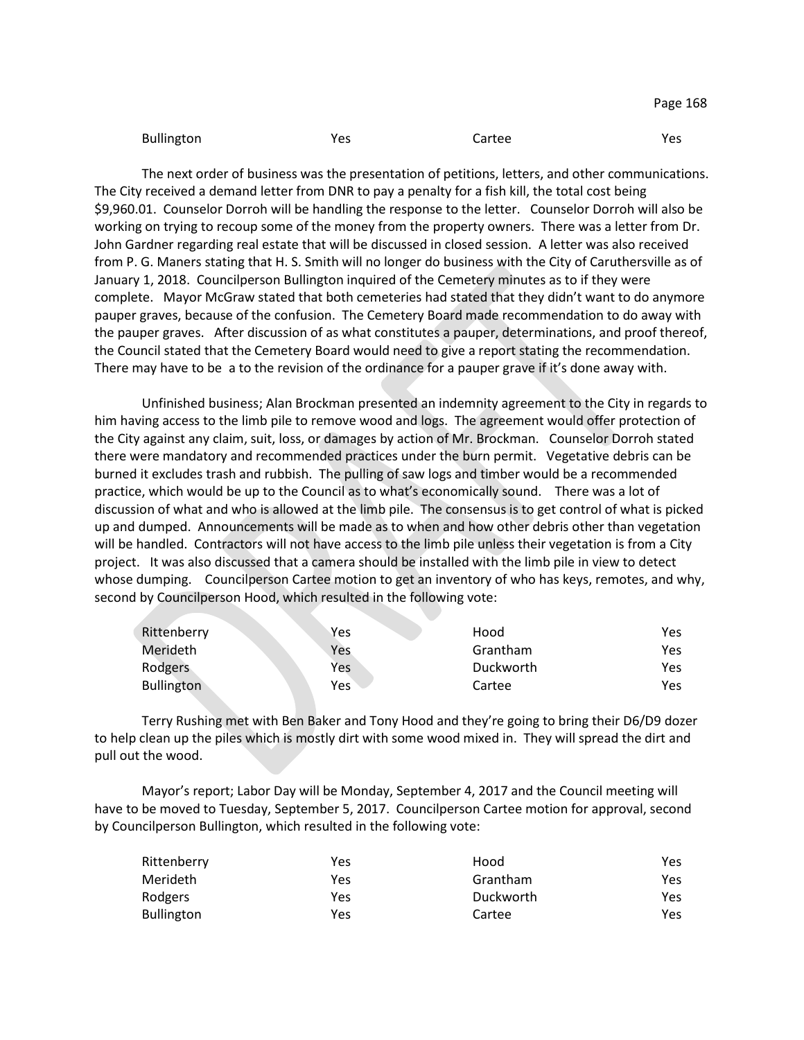| Bullington | Yes | Cartee | Yes |
|---|---|---|---|

The next order of business was the presentation of petitions, letters, and other communications. The City received a demand letter from DNR to pay a penalty for a fish kill, the total cost being $9,960.01. Counselor Dorroh will be handling the response to the letter. Counselor Dorroh will also be working on trying to recoup some of the money from the property owners. There was a letter from Dr. John Gardner regarding real estate that will be discussed in closed session. A letter was also received from P. G. Maners stating that H. S. Smith will no longer do business with the City of Caruthersville as of January 1, 2018. Councilperson Bullington inquired of the Cemetery minutes as to if they were complete. Mayor McGraw stated that both cemeteries had stated that they didn't want to do anymore pauper graves, because of the confusion. The Cemetery Board made recommendation to do away with the pauper graves. After discussion of as what constitutes a pauper, determinations, and proof thereof, the Council stated that the Cemetery Board would need to give a report stating the recommendation. There may have to be a to the revision of the ordinance for a pauper grave if it's done away with.

Unfinished business; Alan Brockman presented an indemnity agreement to the City in regards to him having access to the limb pile to remove wood and logs. The agreement would offer protection of the City against any claim, suit, loss, or damages by action of Mr. Brockman. Counselor Dorroh stated there were mandatory and recommended practices under the burn permit. Vegetative debris can be burned it excludes trash and rubbish. The pulling of saw logs and timber would be a recommended practice, which would be up to the Council as to what's economically sound. There was a lot of discussion of what and who is allowed at the limb pile. The consensus is to get control of what is picked up and dumped. Announcements will be made as to when and how other debris other than vegetation will be handled. Contractors will not have access to the limb pile unless their vegetation is from a City project. It was also discussed that a camera should be installed with the limb pile in view to detect whose dumping. Councilperson Cartee motion to get an inventory of who has keys, remotes, and why, second by Councilperson Hood, which resulted in the following vote:

| Rittenberry | Yes | Hood | Yes |
|---|---|---|---|
| Merideth | Yes | Grantham | Yes |
| Rodgers | Yes | Duckworth | Yes |
| Bullington | Yes | Cartee | Yes |

Terry Rushing met with Ben Baker and Tony Hood and they're going to bring their D6/D9 dozer to help clean up the piles which is mostly dirt with some wood mixed in. They will spread the dirt and pull out the wood.

Mayor's report; Labor Day will be Monday, September 4, 2017 and the Council meeting will have to be moved to Tuesday, September 5, 2017. Councilperson Cartee motion for approval, second by Councilperson Bullington, which resulted in the following vote:

| Rittenberry | Yes | Hood | Yes |
|---|---|---|---|
| Merideth | Yes | Grantham | Yes |
| Rodgers | Yes | Duckworth | Yes |
| Bullington | Yes | Cartee | Yes |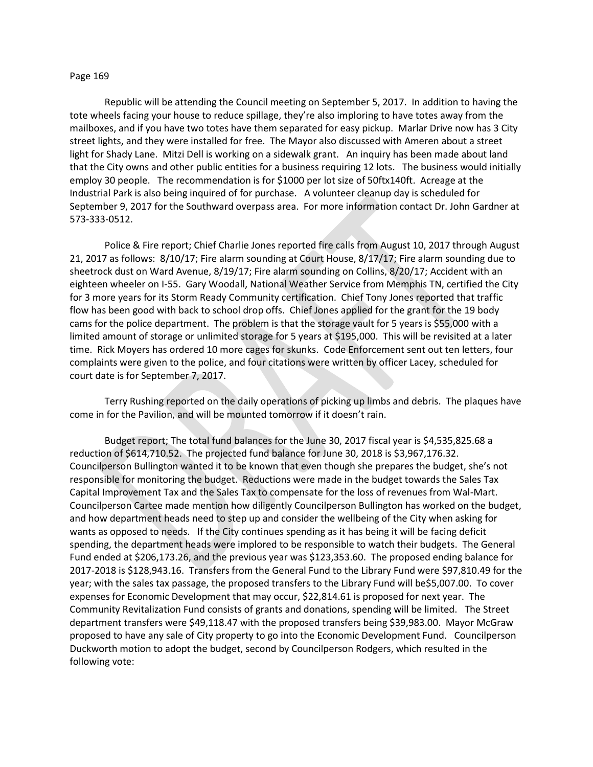Republic will be attending the Council meeting on September 5, 2017. In addition to having the tote wheels facing your house to reduce spillage, they're also imploring to have totes away from the mailboxes, and if you have two totes have them separated for easy pickup. Marlar Drive now has 3 City street lights, and they were installed for free. The Mayor also discussed with Ameren about a street light for Shady Lane. Mitzi Dell is working on a sidewalk grant. An inquiry has been made about land that the City owns and other public entities for a business requiring 12 lots. The business would initially employ 30 people. The recommendation is for $1000 per lot size of 50ftx140ft. Acreage at the Industrial Park is also being inquired of for purchase. A volunteer cleanup day is scheduled for September 9, 2017 for the Southward overpass area. For more information contact Dr. John Gardner at 573-333-0512.

Police & Fire report; Chief Charlie Jones reported fire calls from August 10, 2017 through August 21, 2017 as follows: 8/10/17; Fire alarm sounding at Court House, 8/17/17; Fire alarm sounding due to sheetrock dust on Ward Avenue, 8/19/17; Fire alarm sounding on Collins, 8/20/17; Accident with an eighteen wheeler on I-55. Gary Woodall, National Weather Service from Memphis TN, certified the City for 3 more years for its Storm Ready Community certification. Chief Tony Jones reported that traffic flow has been good with back to school drop offs. Chief Jones applied for the grant for the 19 body cams for the police department. The problem is that the storage vault for 5 years is $55,000 with a limited amount of storage or unlimited storage for 5 years at $195,000. This will be revisited at a later time. Rick Moyers has ordered 10 more cages for skunks. Code Enforcement sent out ten letters, four complaints were given to the police, and four citations were written by officer Lacey, scheduled for court date is for September 7, 2017.

Terry Rushing reported on the daily operations of picking up limbs and debris. The plaques have come in for the Pavilion, and will be mounted tomorrow if it doesn't rain.

Budget report; The total fund balances for the June 30, 2017 fiscal year is $4,535,825.68 a reduction of $614,710.52. The projected fund balance for June 30, 2018 is $3,967,176.32. Councilperson Bullington wanted it to be known that even though she prepares the budget, she's not responsible for monitoring the budget. Reductions were made in the budget towards the Sales Tax Capital Improvement Tax and the Sales Tax to compensate for the loss of revenues from Wal-Mart. Councilperson Cartee made mention how diligently Councilperson Bullington has worked on the budget, and how department heads need to step up and consider the wellbeing of the City when asking for wants as opposed to needs. If the City continues spending as it has being it will be facing deficit spending, the department heads were implored to be responsible to watch their budgets. The General Fund ended at $206,173.26, and the previous year was $123,353.60. The proposed ending balance for 2017-2018 is $128,943.16. Transfers from the General Fund to the Library Fund were $97,810.49 for the year; with the sales tax passage, the proposed transfers to the Library Fund will be$5,007.00. To cover expenses for Economic Development that may occur, $22,814.61 is proposed for next year. The Community Revitalization Fund consists of grants and donations, spending will be limited. The Street department transfers were $49,118.47 with the proposed transfers being $39,983.00. Mayor McGraw proposed to have any sale of City property to go into the Economic Development Fund. Councilperson Duckworth motion to adopt the budget, second by Councilperson Rodgers, which resulted in the following vote: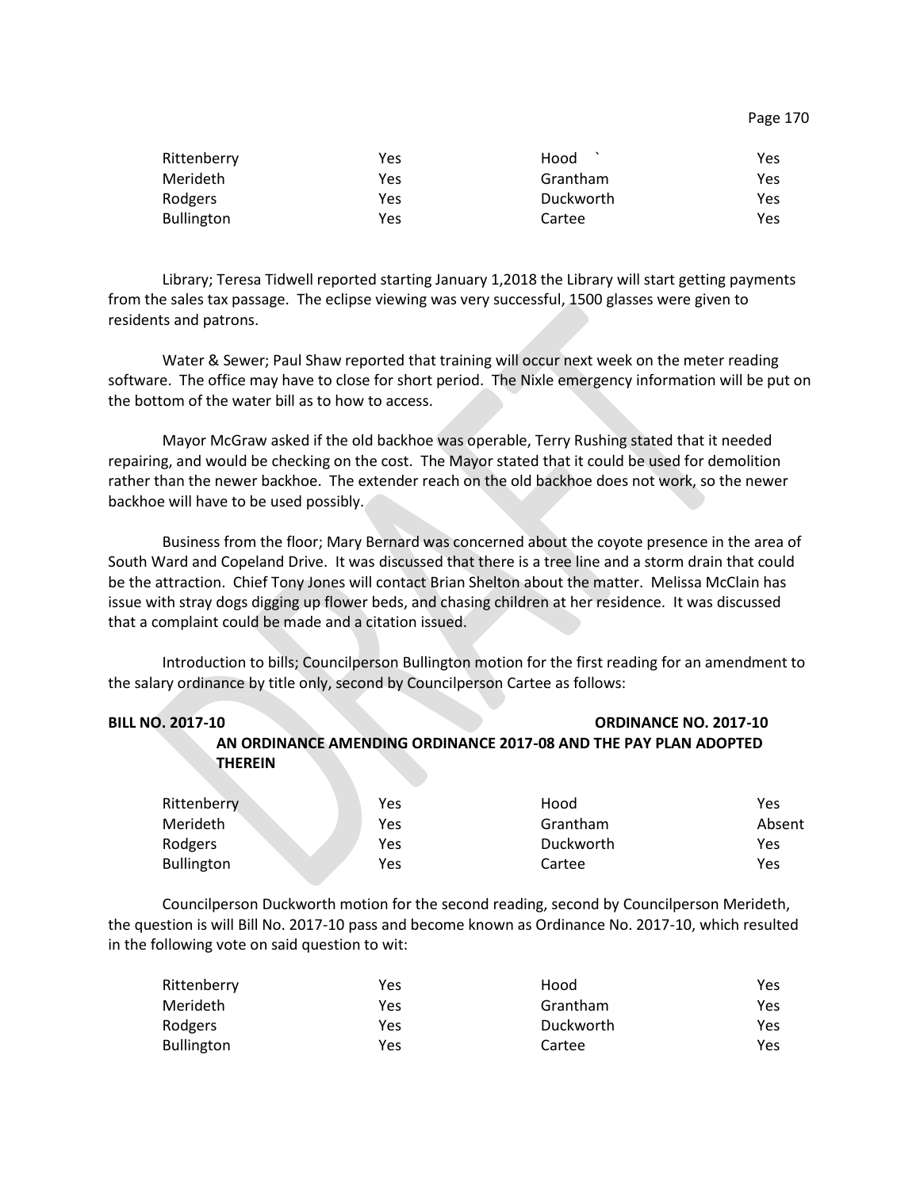| | | | |
|---|---|---|---|
| Rittenberry | Yes | Hood ` | Yes |
| Merideth | Yes | Grantham | Yes |
| Rodgers | Yes | Duckworth | Yes |
| Bullington | Yes | Cartee | Yes |

Library; Teresa Tidwell reported starting January 1,2018 the Library will start getting payments from the sales tax passage. The eclipse viewing was very successful, 1500 glasses were given to residents and patrons.

Water & Sewer; Paul Shaw reported that training will occur next week on the meter reading software. The office may have to close for short period. The Nixle emergency information will be put on the bottom of the water bill as to how to access.

Mayor McGraw asked if the old backhoe was operable, Terry Rushing stated that it needed repairing, and would be checking on the cost. The Mayor stated that it could be used for demolition rather than the newer backhoe. The extender reach on the old backhoe does not work, so the newer backhoe will have to be used possibly.

Business from the floor; Mary Bernard was concerned about the coyote presence in the area of South Ward and Copeland Drive. It was discussed that there is a tree line and a storm drain that could be the attraction. Chief Tony Jones will contact Brian Shelton about the matter. Melissa McClain has issue with stray dogs digging up flower beds, and chasing children at her residence. It was discussed that a complaint could be made and a citation issued.

Introduction to bills; Councilperson Bullington motion for the first reading for an amendment to the salary ordinance by title only, second by Councilperson Cartee as follows:

**BILL NO. 2017-10** **ORDINANCE NO. 2017-10**

**AN ORDINANCE AMENDING ORDINANCE 2017-08 AND THE PAY PLAN ADOPTED THEREIN**

| | | | |
|---|---|---|---|
| Rittenberry | Yes | Hood | Yes |
| Merideth | Yes | Grantham | Absent |
| Rodgers | Yes | Duckworth | Yes |
| Bullington | Yes | Cartee | Yes |

Councilperson Duckworth motion for the second reading, second by Councilperson Merideth, the question is will Bill No. 2017-10 pass and become known as Ordinance No. 2017-10, which resulted in the following vote on said question to wit:

| | | | |
|---|---|---|---|
| Rittenberry | Yes | Hood | Yes |
| Merideth | Yes | Grantham | Yes |
| Rodgers | Yes | Duckworth | Yes |
| Bullington | Yes | Cartee | Yes |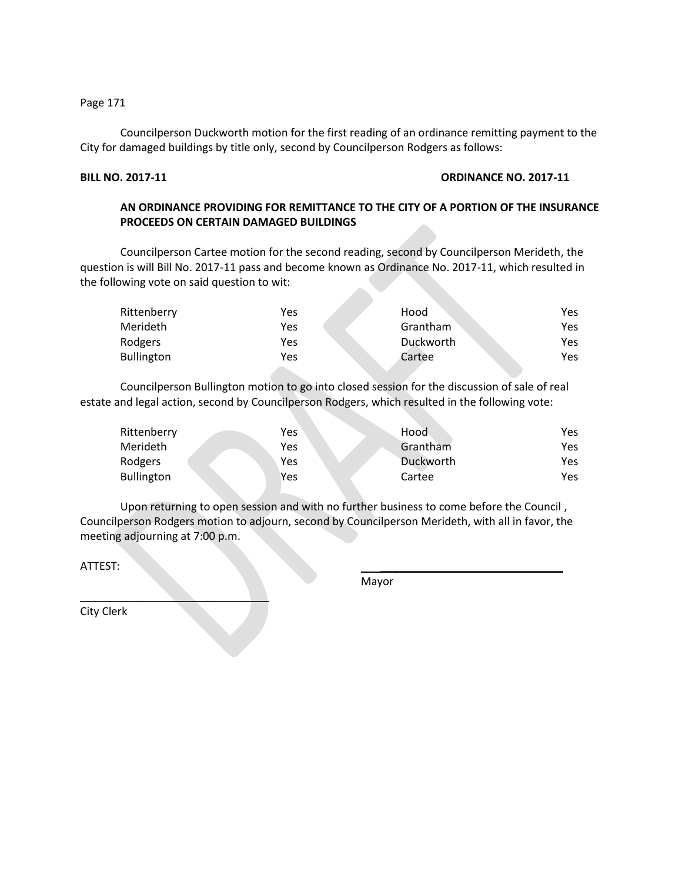Councilperson Duckworth motion for the first reading of an ordinance remitting payment to the City for damaged buildings by title only, second by Councilperson Rodgers as follows:

**BILL NO. 2017-11** **ORDINANCE NO. 2017-11**

**AN ORDINANCE PROVIDING FOR REMITTANCE TO THE CITY OF A PORTION OF THE INSURANCE PROCEEDS ON CERTAIN DAMAGED BUILDINGS**

Councilperson Cartee motion for the second reading, second by Councilperson Merideth, the question is will Bill No. 2017-11 pass and become known as Ordinance No. 2017-11, which resulted in the following vote on said question to wit:

| | | | |
|---|---|---|---|
| Rittenberry | Yes | Hood | Yes |
| Merideth | Yes | Grantham | Yes |
| Rodgers | Yes | Duckworth | Yes |
| Bullington | Yes | Cartee | Yes |

Councilperson Bullington motion to go into closed session for the discussion of sale of real estate and legal action, second by Councilperson Rodgers, which resulted in the following vote:

| | | | |
|---|---|---|---|
| Rittenberry | Yes | Hood | Yes |
| Merideth | Yes | Grantham | Yes |
| Rodgers | Yes | Duckworth | Yes |
| Bullington | Yes | Cartee | Yes |

Upon returning to open session and with no further business to come before the Council , Councilperson Rodgers motion to adjourn, second by Councilperson Merideth, with all in favor, the meeting adjourning at 7:00 p.m.

ATTEST:

\_\_\_\_\_\_\_\_\_\_\_\_\_\_\_\_\_\_\_\_\_\_\_\_\_\_\_\_\_\_
Mayor

\_\_\_\_\_\_\_\_\_\_\_\_\_\_\_\_\_\_\_\_\_\_\_\_\_\_\_\_\_\_
City Clerk

DRAFT